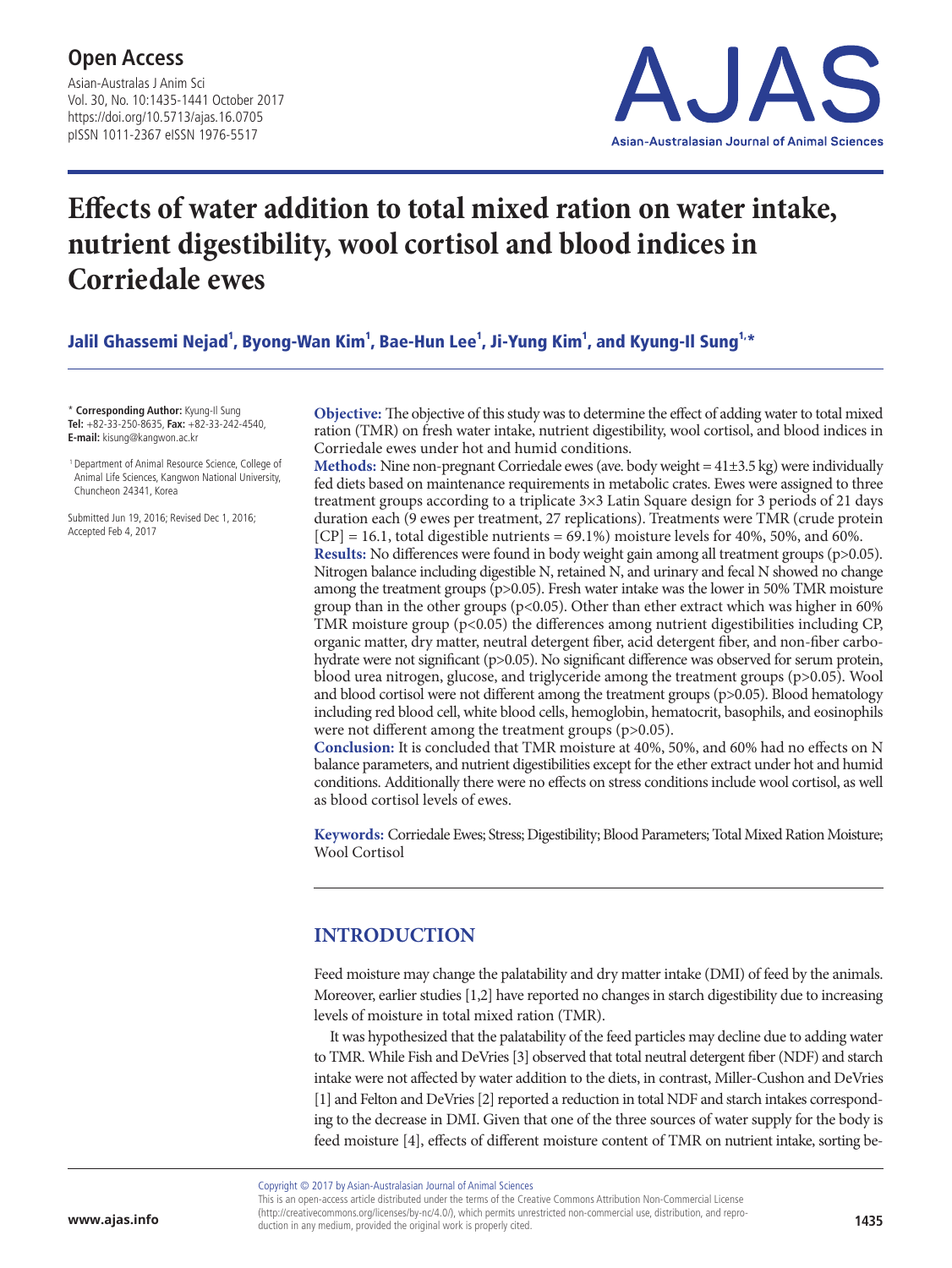# Effects of water addition to total mixed ration on water intake, nutrient digestibility, wool cortisol and blood indices in Corriedale ewes

**Jalil Ghassemi Nejad[1], Byong-Wan Kim[1], Bae-Hun Lee[1], Ji-Yung Kim[1], and Kyung-Il Sung[1,*]**

\* **Corresponding Author:** Kyung-Il Sung
**Tel:** +82-33-250-8635, **Fax:** +82-33-242-4540,
**E-mail:** kisung@kangwon.ac.kr

[1] Department of Animal Resource Science, College of Animal Life Sciences, Kangwon National University, Chuncheon 24341, Korea

Submitted Jun 19, 2016; Revised Dec 1, 2016; Accepted Feb 4, 2017

**Objective:** The objective of this study was to determine the effect of adding water to total mixed ration (TMR) on fresh water intake, nutrient digestibility, wool cortisol, and blood indices in Corriedale ewes under hot and humid conditions.

**Methods:** Nine non-pregnant Corriedale ewes (ave. body weight = 41±3.5 kg) were individually fed diets based on maintenance requirements in metabolic crates. Ewes were assigned to three treatment groups according to a triplicate 3×3 Latin Square design for 3 periods of 21 days duration each (9 ewes per treatment, 27 replications). Treatments were TMR (crude protein [CP] = 16.1, total digestible nutrients = 69.1%) moisture levels for 40%, 50%, and 60%.

**Results:** No differences were found in body weight gain among all treatment groups (p>0.05). Nitrogen balance including digestible N, retained N, and urinary and fecal N showed no change among the treatment groups (p>0.05). Fresh water intake was the lower in 50% TMR moisture group than in the other groups (p<0.05). Other than ether extract which was higher in 60% TMR moisture group (p<0.05) the differences among nutrient digestibilities including CP, organic matter, dry matter, neutral detergent fiber, acid detergent fiber, and non-fiber carbohydrate were not significant (p>0.05). No significant difference was observed for serum protein, blood urea nitrogen, glucose, and triglyceride among the treatment groups (p>0.05). Wool and blood cortisol were not different among the treatment groups (p>0.05). Blood hematology including red blood cell, white blood cells, hemoglobin, hematocrit, basophils, and eosinophils were not different among the treatment groups (p>0.05).

**Conclusion:** It is concluded that TMR moisture at 40%, 50%, and 60% had no effects on N balance parameters, and nutrient digestibilities except for the ether extract under hot and humid conditions. Additionally there were no effects on stress conditions include wool cortisol, as well as blood cortisol levels of ewes.

**Keywords:** Corriedale Ewes; Stress; Digestibility; Blood Parameters; Total Mixed Ration Moisture; Wool Cortisol

## INTRODUCTION

Feed moisture may change the palatability and dry matter intake (DMI) of feed by the animals. Moreover, earlier studies [1,2] have reported no changes in starch digestibility due to increasing levels of moisture in total mixed ration (TMR).

It was hypothesized that the palatability of the feed particles may decline due to adding water to TMR. While Fish and DeVries [3] observed that total neutral detergent fiber (NDF) and starch intake were not affected by water addition to the diets, in contrast, Miller-Cushon and DeVries [1] and Felton and DeVries [2] reported a reduction in total NDF and starch intakes corresponding to the decrease in DMI. Given that one of the three sources of water supply for the body is feed moisture [4], effects of different moisture content of TMR on nutrient intake, sorting be-

Copyright © 2017 by Asian-Australasian Journal of Animal Sciences
This is an open-access article distributed under the terms of the Creative Commons Attribution Non-Commercial License (http://creativecommons.org/licenses/by-nc/4.0/), which permits unrestricted non-commercial use, distribution, and reproduction in any medium, provided the original work is properly cited.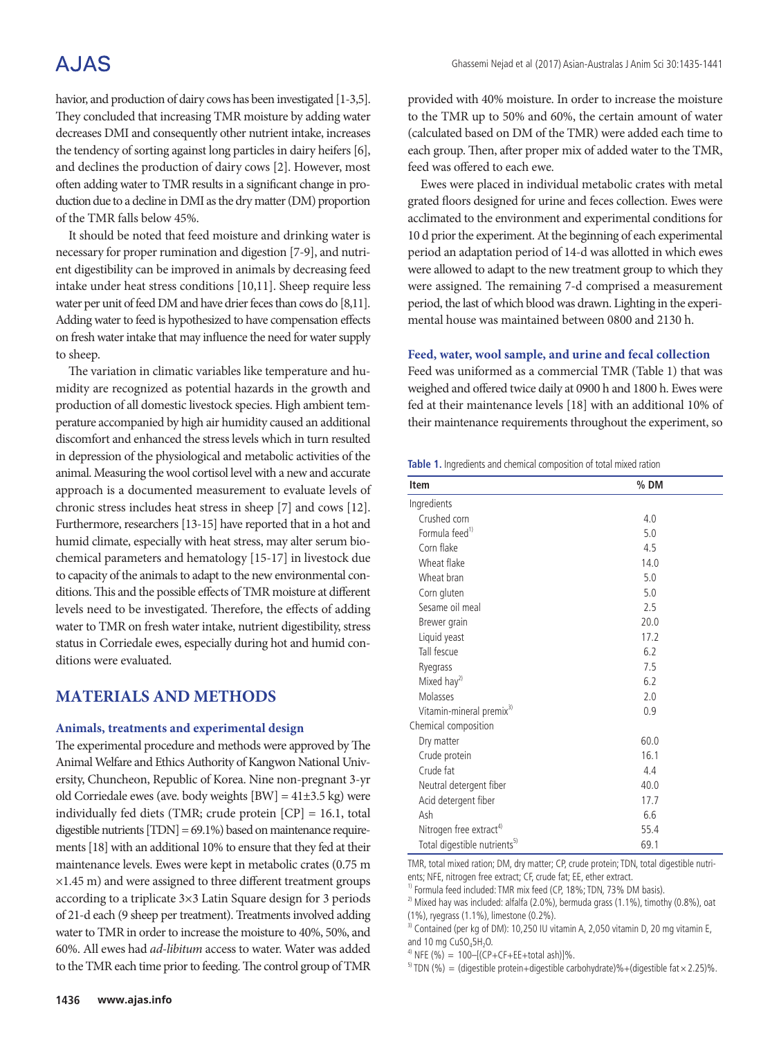havior, and production of dairy cows has been investigated [1-3,5]. They concluded that increasing TMR moisture by adding water decreases DMI and consequently other nutrient intake, increases the tendency of sorting against long particles in dairy heifers [6], and declines the production of dairy cows [2]. However, most often adding water to TMR results in a significant change in production due to a decline in DMI as the dry matter (DM) proportion of the TMR falls below 45%.

It should be noted that feed moisture and drinking water is necessary for proper rumination and digestion [7-9], and nutrient digestibility can be improved in animals by decreasing feed intake under heat stress conditions [10,11]. Sheep require less water per unit of feed DM and have drier feces than cows do [8,11]. Adding water to feed is hypothesized to have compensation effects on fresh water intake that may influence the need for water supply to sheep.

The variation in climatic variables like temperature and humidity are recognized as potential hazards in the growth and production of all domestic livestock species. High ambient temperature accompanied by high air humidity caused an additional discomfort and enhanced the stress levels which in turn resulted in depression of the physiological and metabolic activities of the animal. Measuring the wool cortisol level with a new and accurate approach is a documented measurement to evaluate levels of chronic stress includes heat stress in sheep [7] and cows [12]. Furthermore, researchers [13-15] have reported that in a hot and humid climate, especially with heat stress, may alter serum biochemical parameters and hematology [15-17] in livestock due to capacity of the animals to adapt to the new environmental conditions. This and the possible effects of TMR moisture at different levels need to be investigated. Therefore, the effects of adding water to TMR on fresh water intake, nutrient digestibility, stress status in Corriedale ewes, especially during hot and humid conditions were evaluated.

## MATERIALS AND METHODS

### Animals, treatments and experimental design

The experimental procedure and methods were approved by The Animal Welfare and Ethics Authority of Kangwon National University, Chuncheon, Republic of Korea. Nine non-pregnant 3-yr old Corriedale ewes (ave. body weights [BW] = 41±3.5 kg) were individually fed diets (TMR; crude protein [CP] = 16.1, total digestible nutrients [TDN] = 69.1%) based on maintenance requirements [18] with an additional 10% to ensure that they fed at their maintenance levels. Ewes were kept in metabolic crates (0.75 m ×1.45 m) and were assigned to three different treatment groups according to a triplicate 3×3 Latin Square design for 3 periods of 21-d each (9 sheep per treatment). Treatments involved adding water to TMR in order to increase the moisture to 40%, 50%, and 60%. All ewes had *ad-libitum* access to water. Water was added to the TMR each time prior to feeding. The control group of TMR provided with 40% moisture. In order to increase the moisture to the TMR up to 50% and 60%, the certain amount of water (calculated based on DM of the TMR) were added each time to each group. Then, after proper mix of added water to the TMR, feed was offered to each ewe.

Ewes were placed in individual metabolic crates with metal grated floors designed for urine and feces collection. Ewes were acclimated to the environment and experimental conditions for 10 d prior the experiment. At the beginning of each experimental period an adaptation period of 14-d was allotted in which ewes were allowed to adapt to the new treatment group to which they were assigned. The remaining 7-d comprised a measurement period, the last of which blood was drawn. Lighting in the experimental house was maintained between 0800 and 2130 h.

### Feed, water, wool sample, and urine and fecal collection

Feed was uniformed as a commercial TMR (Table 1) that was weighed and offered twice daily at 0900 h and 1800 h. Ewes were fed at their maintenance levels [18] with an additional 10% of their maintenance requirements throughout the experiment, so

**Table 1.** Ingredients and chemical composition of total mixed ration

| Item | % DM |
|---|---|
| Ingredients | |
| Crushed corn | 4.0 |
| Formula feed[1] | 5.0 |
| Corn flake | 4.5 |
| Wheat flake | 14.0 |
| Wheat bran | 5.0 |
| Corn gluten | 5.0 |
| Sesame oil meal | 2.5 |
| Brewer grain | 20.0 |
| Liquid yeast | 17.2 |
| Tall fescue | 6.2 |
| Ryegrass | 7.5 |
| Mixed hay[2] | 6.2 |
| Molasses | 2.0 |
| Vitamin-mineral premix[3] | 0.9 |
| Chemical composition | |
| Dry matter | 60.0 |
| Crude protein | 16.1 |
| Crude fat | 4.4 |
| Neutral detergent fiber | 40.0 |
| Acid detergent fiber | 17.7 |
| Ash | 6.6 |
| Nitrogen free extract[4] | 55.4 |
| Total digestible nutrients[5] | 69.1 |

TMR, total mixed ration; DM, dry matter; CP, crude protein; TDN, total digestible nutrients; NFE, nitrogen free extract; CF, crude fat; EE, ether extract.

[1] Formula feed included: TMR mix feed (CP, 18%; TDN, 73% DM basis).

[2] Mixed hay was included: alfalfa (2.0%), bermuda grass (1.1%), timothy (0.8%), oat (1%), ryegrass (1.1%), limestone (0.2%).

[3] Contained (per kg of DM): 10,250 IU vitamin A, 2,050 vitamin D, 20 mg vitamin E, and 10 mg $CuSO_4 5H_2O$.

[4] NFE (%) = 100–[(CP+CF+EE+total ash)]%.

[5] TDN (%) = (digestible protein+digestible carbohydrate)%+(digestible fat×2.25)%.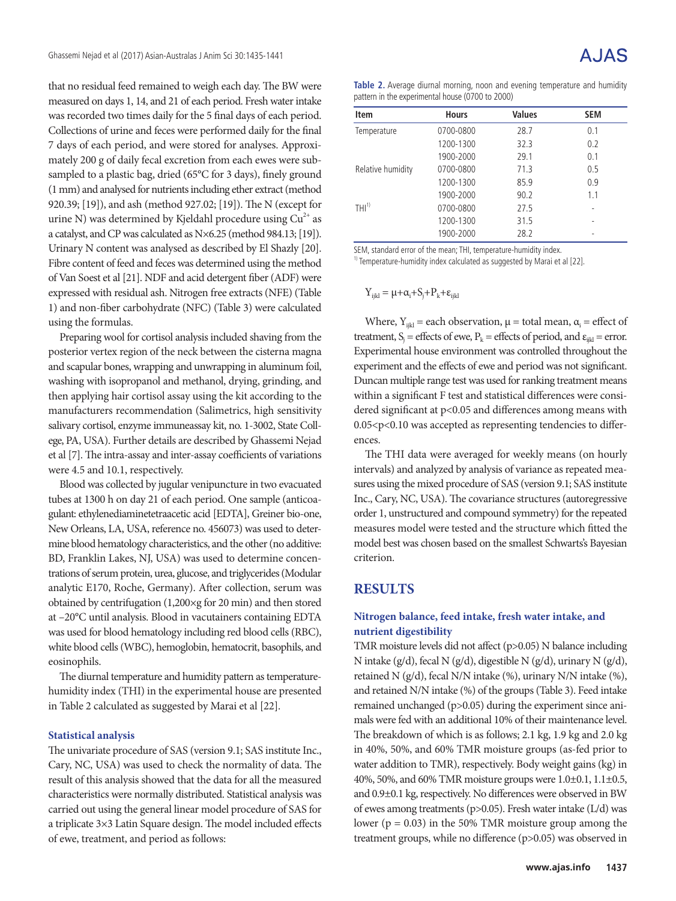that no residual feed remained to weigh each day. The BW were measured on days 1, 14, and 21 of each period. Fresh water intake was recorded two times daily for the 5 final days of each period. Collections of urine and feces were performed daily for the final 7 days of each period, and were stored for analyses. Approximately 200 g of daily fecal excretion from each ewes were subsampled to a plastic bag, dried (65°C for 3 days), finely ground (1 mm) and analysed for nutrients including ether extract (method 920.39; [19]), and ash (method 927.02; [19]). The N (except for urine N) was determined by Kjeldahl procedure using $Cu^{2+}$ as a catalyst, and CP was calculated as N×6.25 (method 984.13; [19]). Urinary N content was analysed as described by El Shazly [20]. Fibre content of feed and feces was determined using the method of Van Soest et al [21]. NDF and acid detergent fiber (ADF) were expressed with residual ash. Nitrogen free extracts (NFE) (Table 1) and non-fiber carbohydrate (NFC) (Table 3) were calculated using the formulas.

Preparing wool for cortisol analysis included shaving from the posterior vertex region of the neck between the cisterna magna and scapular bones, wrapping and unwrapping in aluminum foil, washing with isopropanol and methanol, drying, grinding, and then applying hair cortisol assay using the kit according to the manufacturers recommendation (Salimetrics, high sensitivity salivary cortisol, enzyme immuneassay kit, no. 1-3002, State College, PA, USA). Further details are described by Ghassemi Nejad et al [7]. The intra-assay and inter-assay coefficients of variations were 4.5 and 10.1, respectively.

Blood was collected by jugular venipuncture in two evacuated tubes at 1300 h on day 21 of each period. One sample (anticoagulant: ethylenediaminetetraacetic acid [EDTA], Greiner bio-one, New Orleans, LA, USA, reference no. 456073) was used to determine blood hematology characteristics, and the other (no additive: BD, Franklin Lakes, NJ, USA) was used to determine concentrations of serum protein, urea, glucose, and triglycerides (Modular analytic E170, Roche, Germany). After collection, serum was obtained by centrifugation (1,200×g for 20 min) and then stored at –20°C until analysis. Blood in vacutainers containing EDTA was used for blood hematology including red blood cells (RBC), white blood cells (WBC), hemoglobin, hematocrit, basophils, and eosinophils.

The diurnal temperature and humidity pattern as temperature-humidity index (THI) in the experimental house are presented in Table 2 calculated as suggested by Marai et al [22].

### Statistical analysis

The univariate procedure of SAS (version 9.1; SAS institute Inc., Cary, NC, USA) was used to check the normality of data. The result of this analysis showed that the data for all the measured characteristics were normally distributed. Statistical analysis was carried out using the general linear model procedure of SAS for a triplicate 3×3 Latin Square design. The model included effects of ewe, treatment, and period as follows:

**Table 2.** Average diurnal morning, noon and evening temperature and humidity pattern in the experimental house (0700 to 2000)

| Item | Hours | Values | SEM |
|---|---|---|---|
| Temperature | 0700-0800 | 28.7 | 0.1 |
| | 1200-1300 | 32.3 | 0.2 |
| | 1900-2000 | 29.1 | 0.1 |
| Relative humidity | 0700-0800 | 71.3 | 0.5 |
| | 1200-1300 | 85.9 | 0.9 |
| | 1900-2000 | 90.2 | 1.1 |
| THI[1)] | 0700-0800 | 27.5 | - |
| | 1200-1300 | 31.5 | - |
| | 1900-2000 | 28.2 | - |

SEM, standard error of the mean; THI, temperature-humidity index.
[1)] Temperature-humidity index calculated as suggested by Marai et al [22].

$$Y_{ijkl} = \mu + \alpha_i + S_j + P_k + \varepsilon_{ijkl}$$

Where, $Y_{ijkl}$ = each observation, $\mu$ = total mean, $\alpha_i$ = effect of treatment, $S_j$ = effects of ewe, $P_k$ = effects of period, and $\varepsilon_{ijkl}$ = error. Experimental house environment was controlled throughout the experiment and the effects of ewe and period was not significant. Duncan multiple range test was used for ranking treatment means within a significant F test and statistical differences were considered significant at $p<0.05$ and differences among means with $0.05<p<0.10$ was accepted as representing tendencies to differences.

The THI data were averaged for weekly means (on hourly intervals) and analyzed by analysis of variance as repeated measures using the mixed procedure of SAS (version 9.1; SAS institute Inc., Cary, NC, USA). The covariance structures (autoregressive order 1, unstructured and compound symmetry) for the repeated measures model were tested and the structure which fitted the model best was chosen based on the smallest Schwarts's Bayesian criterion.

## RESULTS

### Nitrogen balance, feed intake, fresh water intake, and nutrient digestibility

TMR moisture levels did not affect ($p>0.05$) N balance including N intake (g/d), fecal N (g/d), digestible N (g/d), urinary N (g/d), retained N (g/d), fecal N/N intake (%), urinary N/N intake (%), and retained N/N intake (%) of the groups (Table 3). Feed intake remained unchanged ($p>0.05$) during the experiment since animals were fed with an additional 10% of their maintenance level. The breakdown of which is as follows; 2.1 kg, 1.9 kg and 2.0 kg in 40%, 50%, and 60% TMR moisture groups (as-fed prior to water addition to TMR), respectively. Body weight gains (kg) in 40%, 50%, and 60% TMR moisture groups were 1.0±0.1, 1.1±0.5, and 0.9±0.1 kg, respectively. No differences were observed in BW of ewes among treatments ($p>0.05$). Fresh water intake (L/d) was lower ($p = 0.03$) in the 50% TMR moisture group among the treatment groups, while no difference ($p>0.05$) was observed in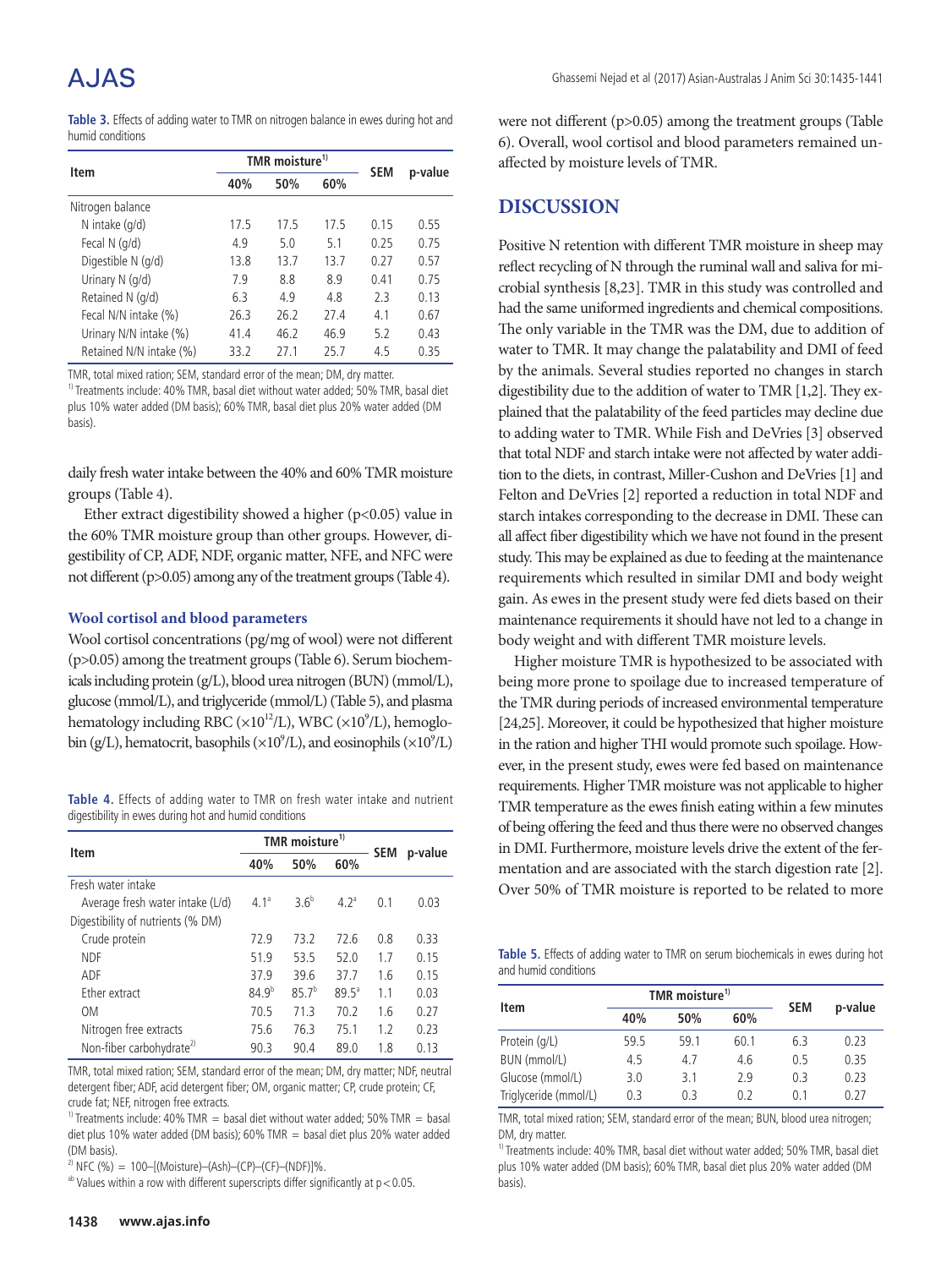**Table 3.** Effects of adding water to TMR on nitrogen balance in ewes during hot and humid conditions

| Item | TMR moisture[1)] | | | SEM | p-value |
|---|---|---|---|---|---|
| | 40% | 50% | 60% | | |
| Nitrogen balance | | | | | |
| N intake (g/d) | 17.5 | 17.5 | 17.5 | 0.15 | 0.55 |
| Fecal N (g/d) | 4.9 | 5.0 | 5.1 | 0.25 | 0.75 |
| Digestible N (g/d) | 13.8 | 13.7 | 13.7 | 0.27 | 0.57 |
| Urinary N (g/d) | 7.9 | 8.8 | 8.9 | 0.41 | 0.75 |
| Retained N (g/d) | 6.3 | 4.9 | 4.8 | 2.3 | 0.13 |
| Fecal N/N intake (%) | 26.3 | 26.2 | 27.4 | 4.1 | 0.67 |
| Urinary N/N intake (%) | 41.4 | 46.2 | 46.9 | 5.2 | 0.43 |
| Retained N/N intake (%) | 33.2 | 27.1 | 25.7 | 4.5 | 0.35 |

TMR, total mixed ration; SEM, standard error of the mean; DM, dry matter.
[1)] Treatments include: 40% TMR, basal diet without water added; 50% TMR, basal diet plus 10% water added (DM basis); 60% TMR, basal diet plus 20% water added (DM basis).

daily fresh water intake between the 40% and 60% TMR moisture groups (Table 4).

Ether extract digestibility showed a higher ($p<0.05$) value in the 60% TMR moisture group than other groups. However, digestibility of CP, ADF, NDF, organic matter, NFE, and NFC were not different ($p>0.05$) among any of the treatment groups (Table 4).

### Wool cortisol and blood parameters

Wool cortisol concentrations (pg/mg of wool) were not different ($p>0.05$) among the treatment groups (Table 6). Serum biochemicals including protein (g/L), blood urea nitrogen (BUN) (mmol/L), glucose (mmol/L), and triglyceride (mmol/L) (Table 5), and plasma hematology including RBC ($\times 10^{12}$/L), WBC ($\times 10^{9}$/L), hemoglobin (g/L), hematocrit, basophils ($\times 10^{9}$/L), and eosinophils ($\times 10^{9}$/L) were not different ($p>0.05$) among the treatment groups (Table 6). Overall, wool cortisol and blood parameters remained unaffected by moisture levels of TMR.

**Table 4.** Effects of adding water to TMR on fresh water intake and nutrient digestibility in ewes during hot and humid conditions

| Item | TMR moisture[1)] | | | SEM | p-value |
|---|---|---|---|---|---|
| | 40% | 50% | 60% | | |
| Fresh water intake | | | | | |
| Average fresh water intake (L/d) | 4.1[a] | 3.6[b] | 4.2[a] | 0.1 | 0.03 |
| Digestibility of nutrients (% DM) | | | | | |
| Crude protein | 72.9 | 73.2 | 72.6 | 0.8 | 0.33 |
| NDF | 51.9 | 53.5 | 52.0 | 1.7 | 0.15 |
| ADF | 37.9 | 39.6 | 37.7 | 1.6 | 0.15 |
| Ether extract | 84.9[b] | 85.7[b] | 89.5[a] | 1.1 | 0.03 |
| OM | 70.5 | 71.3 | 70.2 | 1.6 | 0.27 |
| Nitrogen free extracts | 75.6 | 76.3 | 75.1 | 1.2 | 0.23 |
| Non-fiber carbohydrate[2)] | 90.3 | 90.4 | 89.0 | 1.8 | 0.13 |

TMR, total mixed ration; SEM, standard error of the mean; DM, dry matter; NDF, neutral detergent fiber; ADF, acid detergent fiber; OM, organic matter; CP, crude protein; CF, crude fat; NEF, nitrogen free extracts.
[1)] Treatments include: 40% TMR = basal diet without water added; 50% TMR = basal diet plus 10% water added (DM basis); 60% TMR = basal diet plus 20% water added (DM basis).
[2)] NFC (%) = 100–[(Moisture)–(Ash)–(CP)–(CF)–(NDF)]%.
[ab] Values within a row with different superscripts differ significantly at $p<0.05$.

## DISCUSSION

Positive N retention with different TMR moisture in sheep may reflect recycling of N through the ruminal wall and saliva for microbial synthesis [8,23]. TMR in this study was controlled and had the same uniformed ingredients and chemical compositions. The only variable in the TMR was the DM, due to addition of water to TMR. It may change the palatability and DMI of feed by the animals. Several studies reported no changes in starch digestibility due to the addition of water to TMR [1,2]. They explained that the palatability of the feed particles may decline due to adding water to TMR. While Fish and DeVries [3] observed that total NDF and starch intake were not affected by water addition to the diets, in contrast, Miller-Cushon and DeVries [1] and Felton and DeVries [2] reported a reduction in total NDF and starch intakes corresponding to the decrease in DMI. These can all affect fiber digestibility which we have not found in the present study. This may be explained as due to feeding at the maintenance requirements which resulted in similar DMI and body weight gain. As ewes in the present study were fed diets based on their maintenance requirements it should have not led to a change in body weight and with different TMR moisture levels.

Higher moisture TMR is hypothesized to be associated with being more prone to spoilage due to increased temperature of the TMR during periods of increased environmental temperature [24,25]. Moreover, it could be hypothesized that higher moisture in the ration and higher THI would promote such spoilage. However, in the present study, ewes were fed based on maintenance requirements. Higher TMR moisture was not applicable to higher TMR temperature as the ewes finish eating within a few minutes of being offering the feed and thus there were no observed changes in DMI. Furthermore, moisture levels drive the extent of the fermentation and are associated with the starch digestion rate [2]. Over 50% of TMR moisture is reported to be related to more

**Table 5.** Effects of adding water to TMR on serum biochemicals in ewes during hot and humid conditions

| Item | TMR moisture[1)] | | | SEM | p-value |
|---|---|---|---|---|---|
| | 40% | 50% | 60% | | |
| Protein (g/L) | 59.5 | 59.1 | 60.1 | 6.3 | 0.23 |
| BUN (mmol/L) | 4.5 | 4.7 | 4.6 | 0.5 | 0.35 |
| Glucose (mmol/L) | 3.0 | 3.1 | 2.9 | 0.3 | 0.23 |
| Triglyceride (mmol/L) | 0.3 | 0.3 | 0.2 | 0.1 | 0.27 |

TMR, total mixed ration; SEM, standard error of the mean; BUN, blood urea nitrogen; DM, dry matter.
[1)] Treatments include: 40% TMR, basal diet without water added; 50% TMR, basal diet plus 10% water added (DM basis); 60% TMR, basal diet plus 20% water added (DM basis).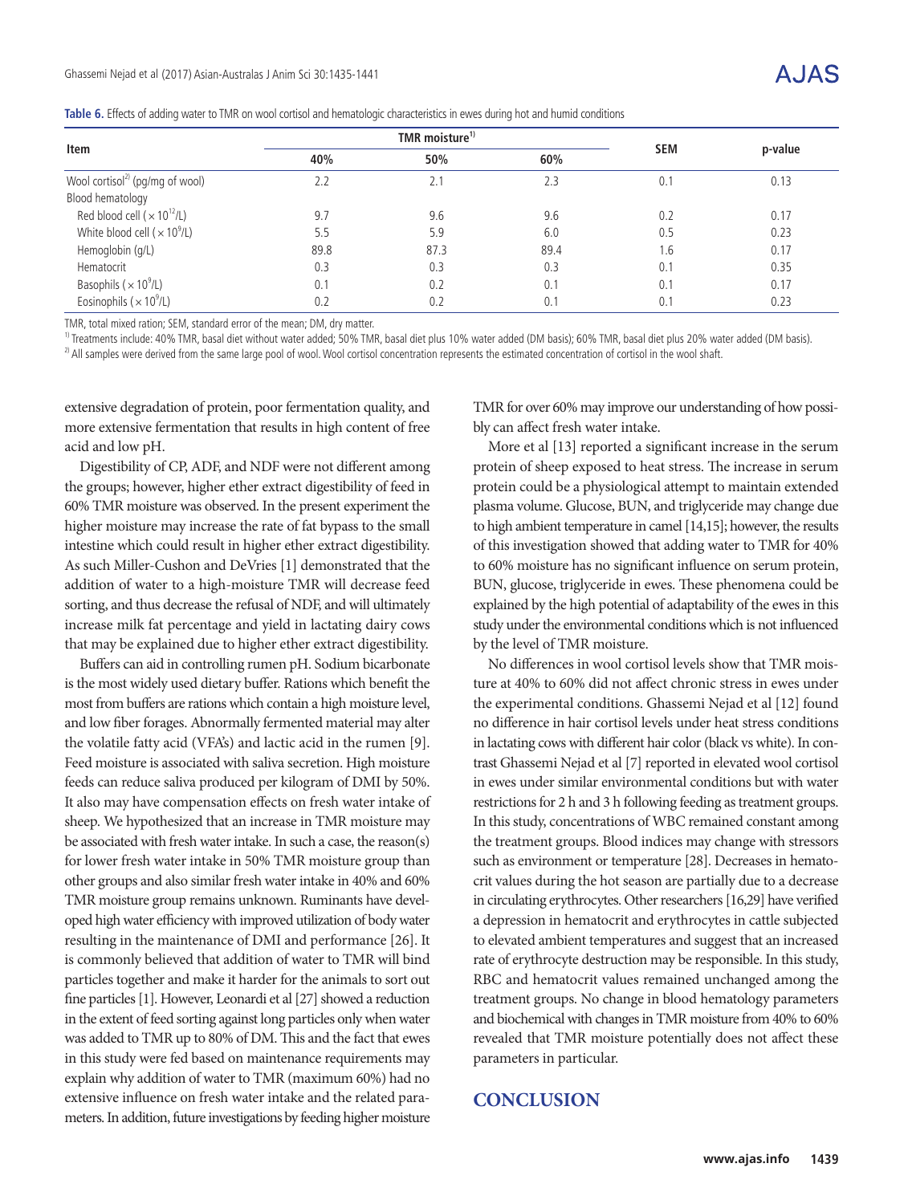**Table 6.** Effects of adding water to TMR on wool cortisol and hematologic characteristics in ewes during hot and humid conditions

| Item | TMR moisture[1] | | | SEM | p-value |
|---|---|---|---|---|---|
| | 40% | 50% | 60% | | |
| Wool cortisol[2] (pg/mg of wool) | 2.2 | 2.1 | 2.3 | 0.1 | 0.13 |
| Blood hematology | | | | | |
| Red blood cell ($\times 10^{12}$/L) | 9.7 | 9.6 | 9.6 | 0.2 | 0.17 |
| White blood cell ($\times 10^{9}$/L) | 5.5 | 5.9 | 6.0 | 0.5 | 0.23 |
| Hemoglobin (g/L) | 89.8 | 87.3 | 89.4 | 1.6 | 0.17 |
| Hematocrit | 0.3 | 0.3 | 0.3 | 0.1 | 0.35 |
| Basophils ($\times 10^{9}$/L) | 0.1 | 0.2 | 0.1 | 0.1 | 0.17 |
| Eosinophils ($\times 10^{9}$/L) | 0.2 | 0.2 | 0.1 | 0.1 | 0.23 |

TMR, total mixed ration; SEM, standard error of the mean; DM, dry matter.

[1] Treatments include: 40% TMR, basal diet without water added; 50% TMR, basal diet plus 10% water added (DM basis); 60% TMR, basal diet plus 20% water added (DM basis).

[2] All samples were derived from the same large pool of wool. Wool cortisol concentration represents the estimated concentration of cortisol in the wool shaft.

extensive degradation of protein, poor fermentation quality, and more extensive fermentation that results in high content of free acid and low pH.

Digestibility of CP, ADF, and NDF were not different among the groups; however, higher ether extract digestibility of feed in 60% TMR moisture was observed. In the present experiment the higher moisture may increase the rate of fat bypass to the small intestine which could result in higher ether extract digestibility. As such Miller-Cushon and DeVries [1] demonstrated that the addition of water to a high-moisture TMR will decrease feed sorting, and thus decrease the refusal of NDF, and will ultimately increase milk fat percentage and yield in lactating dairy cows that may be explained due to higher ether extract digestibility.

Buffers can aid in controlling rumen pH. Sodium bicarbonate is the most widely used dietary buffer. Rations which benefit the most from buffers are rations which contain a high moisture level, and low fiber forages. Abnormally fermented material may alter the volatile fatty acid (VFA's) and lactic acid in the rumen [9]. Feed moisture is associated with saliva secretion. High moisture feeds can reduce saliva produced per kilogram of DMI by 50%. It also may have compensation effects on fresh water intake of sheep. We hypothesized that an increase in TMR moisture may be associated with fresh water intake. In such a case, the reason(s) for lower fresh water intake in 50% TMR moisture group than other groups and also similar fresh water intake in 40% and 60% TMR moisture group remains unknown. Ruminants have developed high water efficiency with improved utilization of body water resulting in the maintenance of DMI and performance [26]. It is commonly believed that addition of water to TMR will bind particles together and make it harder for the animals to sort out fine particles [1]. However, Leonardi et al [27] showed a reduction in the extent of feed sorting against long particles only when water was added to TMR up to 80% of DM. This and the fact that ewes in this study were fed based on maintenance requirements may explain why addition of water to TMR (maximum 60%) had no extensive influence on fresh water intake and the related parameters. In addition, future investigations by feeding higher moisture TMR for over 60% may improve our understanding of how possibly can affect fresh water intake.

More et al [13] reported a significant increase in the serum protein of sheep exposed to heat stress. The increase in serum protein could be a physiological attempt to maintain extended plasma volume. Glucose, BUN, and triglyceride may change due to high ambient temperature in camel [14,15]; however, the results of this investigation showed that adding water to TMR for 40% to 60% moisture has no significant influence on serum protein, BUN, glucose, triglyceride in ewes. These phenomena could be explained by the high potential of adaptability of the ewes in this study under the environmental conditions which is not influenced by the level of TMR moisture.

No differences in wool cortisol levels show that TMR moisture at 40% to 60% did not affect chronic stress in ewes under the experimental conditions. Ghassemi Nejad et al [12] found no difference in hair cortisol levels under heat stress conditions in lactating cows with different hair color (black vs white). In contrast Ghassemi Nejad et al [7] reported in elevated wool cortisol in ewes under similar environmental conditions but with water restrictions for 2 h and 3 h following feeding as treatment groups. In this study, concentrations of WBC remained constant among the treatment groups. Blood indices may change with stressors such as environment or temperature [28]. Decreases in hematocrit values during the hot season are partially due to a decrease in circulating erythrocytes. Other researchers [16,29] have verified a depression in hematocrit and erythrocytes in cattle subjected to elevated ambient temperatures and suggest that an increased rate of erythrocyte destruction may be responsible. In this study, RBC and hematocrit values remained unchanged among the treatment groups. No change in blood hematology parameters and biochemical with changes in TMR moisture from 40% to 60% revealed that TMR moisture potentially does not affect these parameters in particular.

## CONCLUSION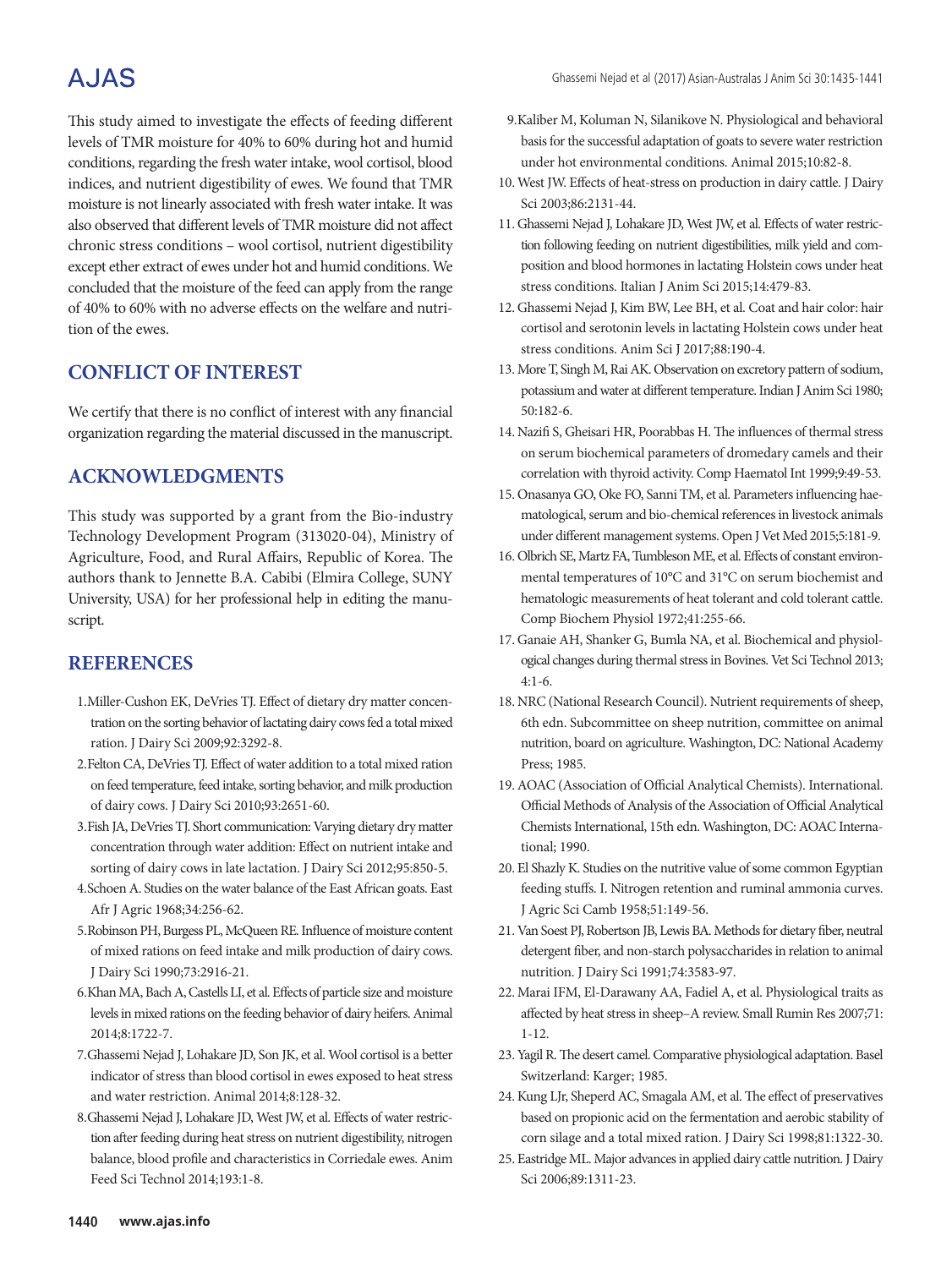This study aimed to investigate the effects of feeding different levels of TMR moisture for 40% to 60% during hot and humid conditions, regarding the fresh water intake, wool cortisol, blood indices, and nutrient digestibility of ewes. We found that TMR moisture is not linearly associated with fresh water intake. It was also observed that different levels of TMR moisture did not affect chronic stress conditions – wool cortisol, nutrient digestibility except ether extract of ewes under hot and humid conditions. We concluded that the moisture of the feed can apply from the range of 40% to 60% with no adverse effects on the welfare and nutrition of the ewes.

## CONFLICT OF INTEREST

We certify that there is no conflict of interest with any financial organization regarding the material discussed in the manuscript.

## ACKNOWLEDGMENTS

This study was supported by a grant from the Bio-industry Technology Development Program (313020-04), Ministry of Agriculture, Food, and Rural Affairs, Republic of Korea. The authors thank to Jennette B.A. Cabibi (Elmira College, SUNY University, USA) for her professional help in editing the manuscript.

## REFERENCES

1. Miller-Cushon EK, DeVries TJ. Effect of dietary dry matter concentration on the sorting behavior of lactating dairy cows fed a total mixed ration. J Dairy Sci 2009;92:3292-8.
2. Felton CA, DeVries TJ. Effect of water addition to a total mixed ration on feed temperature, feed intake, sorting behavior, and milk production of dairy cows. J Dairy Sci 2010;93:2651-60.
3. Fish JA, DeVries TJ. Short communication: Varying dietary dry matter concentration through water addition: Effect on nutrient intake and sorting of dairy cows in late lactation. J Dairy Sci 2012;95:850-5.
4. Schoen A. Studies on the water balance of the East African goats. East Afr J Agric 1968;34:256-62.
5. Robinson PH, Burgess PL, McQueen RE. Influence of moisture content of mixed rations on feed intake and milk production of dairy cows. J Dairy Sci 1990;73:2916-21.
6. Khan MA, Bach A, Castells LI, et al. Effects of particle size and moisture levels in mixed rations on the feeding behavior of dairy heifers. Animal 2014;8:1722-7.
7. Ghassemi Nejad J, Lohakare JD, Son JK, et al. Wool cortisol is a better indicator of stress than blood cortisol in ewes exposed to heat stress and water restriction. Animal 2014;8:128-32.
8. Ghassemi Nejad J, Lohakare JD, West JW, et al. Effects of water restriction after feeding during heat stress on nutrient digestibility, nitrogen balance, blood profile and characteristics in Corriedale ewes. Anim Feed Sci Technol 2014;193:1-8.
9. Kaliber M, Koluman N, Silanikove N. Physiological and behavioral basis for the successful adaptation of goats to severe water restriction under hot environmental conditions. Animal 2015;10:82-8.
10. West JW. Effects of heat-stress on production in dairy cattle. J Dairy Sci 2003;86:2131-44.
11. Ghassemi Nejad J, Lohakare JD, West JW, et al. Effects of water restriction following feeding on nutrient digestibilities, milk yield and composition and blood hormones in lactating Holstein cows under heat stress conditions. Italian J Anim Sci 2015;14:479-83.
12. Ghassemi Nejad J, Kim BW, Lee BH, et al. Coat and hair color: hair cortisol and serotonin levels in lactating Holstein cows under heat stress conditions. Anim Sci J 2017;88:190-4.
13. More T, Singh M, Rai AK. Observation on excretory pattern of sodium, potassium and water at different temperature. Indian J Anim Sci 1980; 50:182-6.
14. Nazifi S, Gheisari HR, Poorabbas H. The influences of thermal stress on serum biochemical parameters of dromedary camels and their correlation with thyroid activity. Comp Haematol Int 1999;9:49-53.
15. Onasanya GO, Oke FO, Sanni TM, et al. Parameters influencing haematological, serum and bio-chemical references in livestock animals under different management systems. Open J Vet Med 2015;5:181-9.
16. Olbrich SE, Martz FA, Tumbleson ME, et al. Effects of constant environmental temperatures of 10°C and 31°C on serum biochemist and hematologic measurements of heat tolerant and cold tolerant cattle. Comp Biochem Physiol 1972;41:255-66.
17. Ganaie AH, Shanker G, Bumla NA, et al. Biochemical and physiological changes during thermal stress in Bovines. Vet Sci Technol 2013; 4:1-6.
18. NRC (National Research Council). Nutrient requirements of sheep, 6th edn. Subcommittee on sheep nutrition, committee on animal nutrition, board on agriculture. Washington, DC: National Academy Press; 1985.
19. AOAC (Association of Official Analytical Chemists). International. Official Methods of Analysis of the Association of Official Analytical Chemists International, 15th edn. Washington, DC: AOAC International; 1990.
20. El Shazly K. Studies on the nutritive value of some common Egyptian feeding stuffs. I. Nitrogen retention and ruminal ammonia curves. J Agric Sci Camb 1958;51:149-56.
21. Van Soest PJ, Robertson JB, Lewis BA. Methods for dietary fiber, neutral detergent fiber, and non-starch polysaccharides in relation to animal nutrition. J Dairy Sci 1991;74:3583-97.
22. Marai IFM, El-Darawany AA, Fadiel A, et al. Physiological traits as affected by heat stress in sheep–A review. Small Rumin Res 2007;71: 1-12.
23. Yagil R. The desert camel. Comparative physiological adaptation. Basel Switzerland: Karger; 1985.
24. Kung LJr, Sheperd AC, Smagala AM, et al. The effect of preservatives based on propionic acid on the fermentation and aerobic stability of corn silage and a total mixed ration. J Dairy Sci 1998;81:1322-30.
25. Eastridge ML. Major advances in applied dairy cattle nutrition. J Dairy Sci 2006;89:1311-23.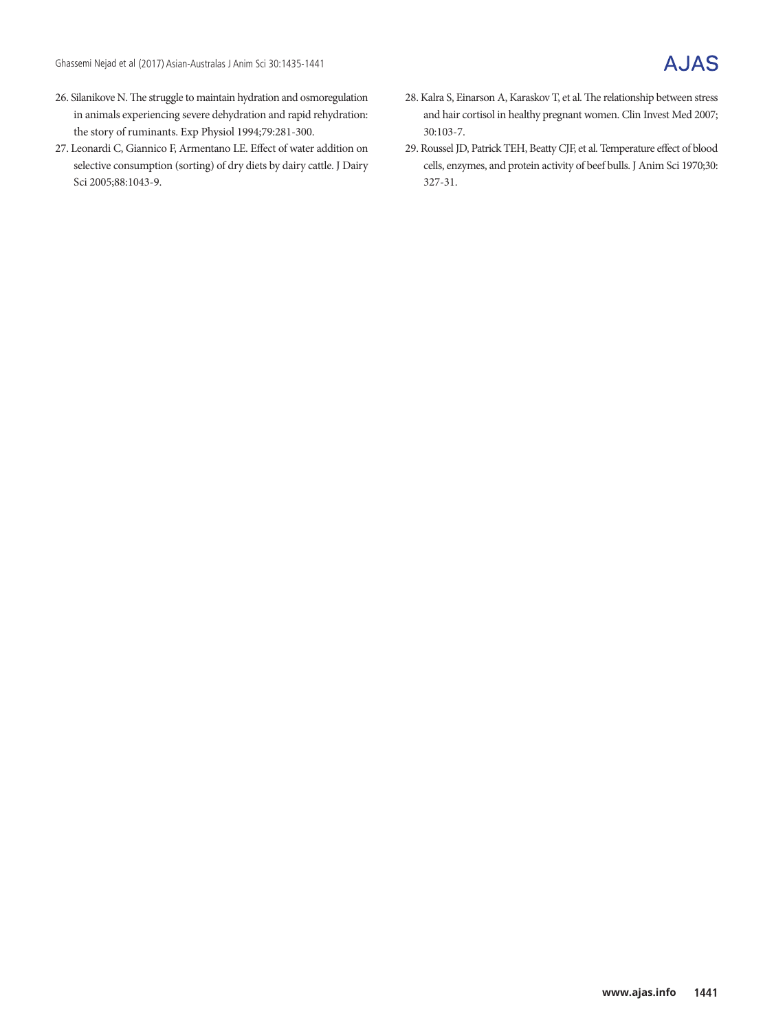26. Silanikove N. The struggle to maintain hydration and osmoregulation in animals experiencing severe dehydration and rapid rehydration: the story of ruminants. Exp Physiol 1994;79:281-300.
27. Leonardi C, Giannico F, Armentano LE. Effect of water addition on selective consumption (sorting) of dry diets by dairy cattle. J Dairy Sci 2005;88:1043-9.
28. Kalra S, Einarson A, Karaskov T, et al. The relationship between stress and hair cortisol in healthy pregnant women. Clin Invest Med 2007; 30:103-7.
29. Roussel JD, Patrick TEH, Beatty CJF, et al. Temperature effect of blood cells, enzymes, and protein activity of beef bulls. J Anim Sci 1970;30: 327-31.